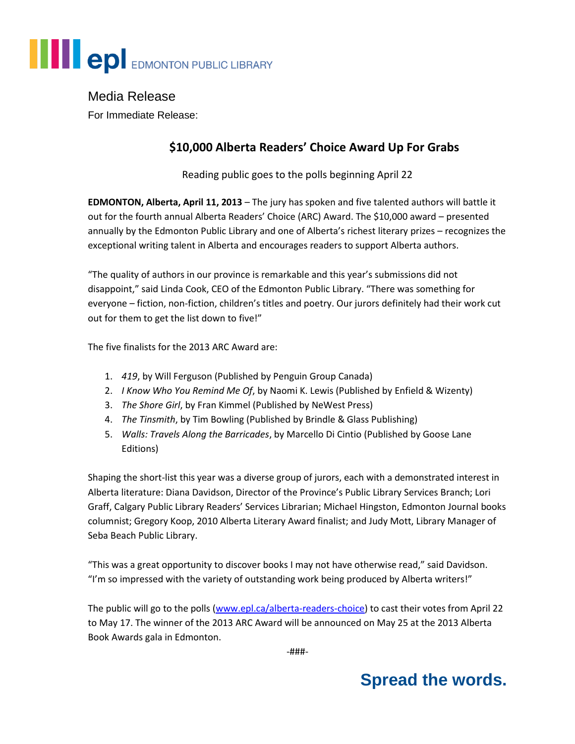epl EDMONTON PUBLIC LIBRARY

Media Release

For Immediate Release:

## $10,000 Alberta Readers' Choice Award Up For Grabs

Reading public goes to the polls beginning April 22

**EDMONTON, Alberta, April 11, 2013** – The jury has spoken and five talented authors will battle it out for the fourth annual Alberta Readers' Choice (ARC) Award. The $10,000 award – presented annually by the Edmonton Public Library and one of Alberta's richest literary prizes – recognizes the exceptional writing talent in Alberta and encourages readers to support Alberta authors.

"The quality of authors in our province is remarkable and this year's submissions did not disappoint," said Linda Cook, CEO of the Edmonton Public Library. "There was something for everyone – fiction, non-fiction, children's titles and poetry. Our jurors definitely had their work cut out for them to get the list down to five!"

The five finalists for the 2013 ARC Award are:

1. *419*, by Will Ferguson (Published by Penguin Group Canada)
2. *I Know Who You Remind Me Of*, by Naomi K. Lewis (Published by Enfield & Wizenty)
3. *The Shore Girl*, by Fran Kimmel (Published by NeWest Press)
4. *The Tinsmith*, by Tim Bowling (Published by Brindle & Glass Publishing)
5. *Walls: Travels Along the Barricades*, by Marcello Di Cintio (Published by Goose Lane Editions)

Shaping the short-list this year was a diverse group of jurors, each with a demonstrated interest in Alberta literature: Diana Davidson, Director of the Province's Public Library Services Branch; Lori Graff, Calgary Public Library Readers' Services Librarian; Michael Hingston, Edmonton Journal books columnist; Gregory Koop, 2010 Alberta Literary Award finalist; and Judy Mott, Library Manager of Seba Beach Public Library.

"This was a great opportunity to discover books I may not have otherwise read," said Davidson. "I'm so impressed with the variety of outstanding work being produced by Alberta writers!"

The public will go to the polls (www.epl.ca/alberta-readers-choice) to cast their votes from April 22 to May 17. The winner of the 2013 ARC Award will be announced on May 25 at the 2013 Alberta Book Awards gala in Edmonton.

-###-

**Spread the words.**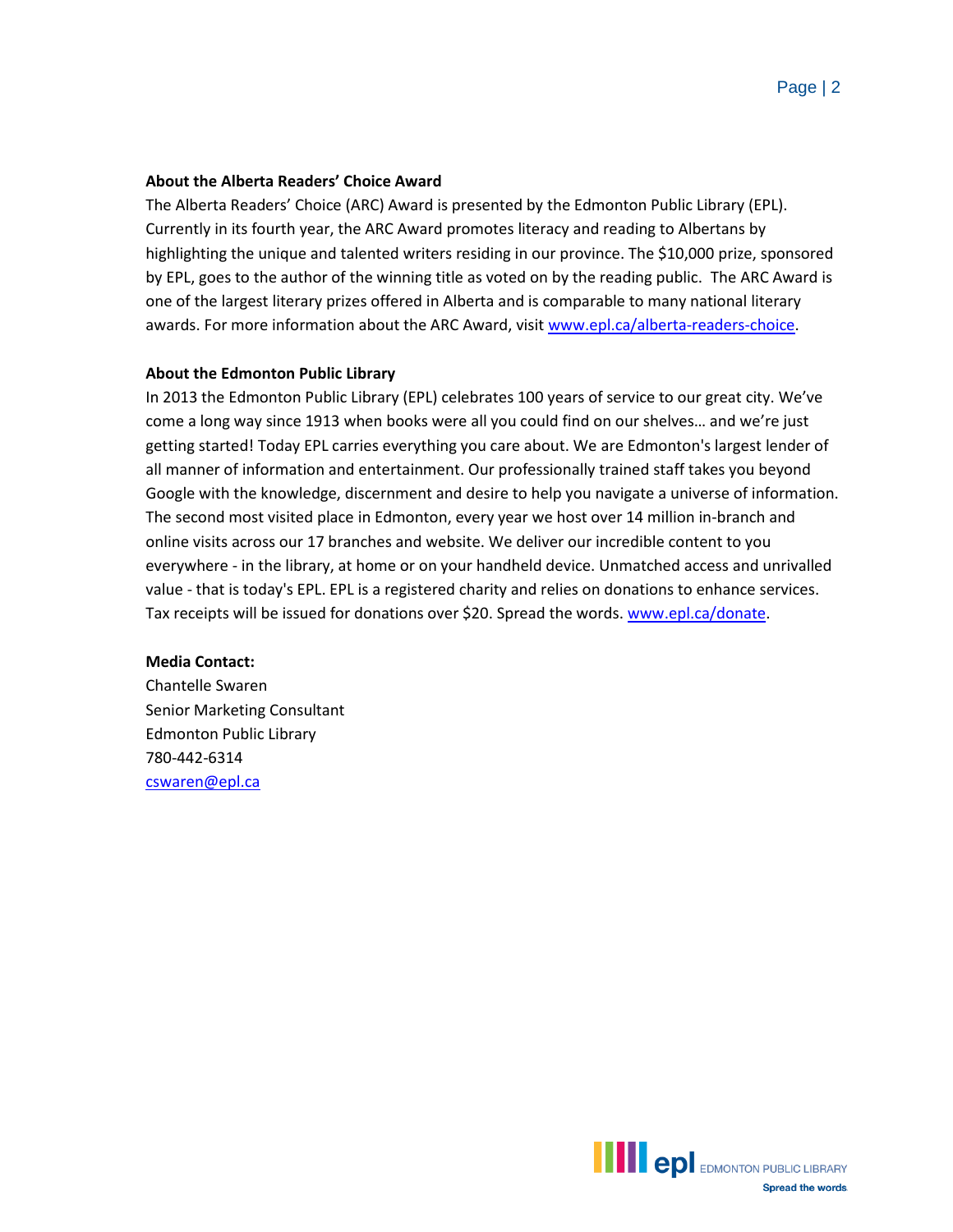**About the Alberta Readers' Choice Award**

The Alberta Readers' Choice (ARC) Award is presented by the Edmonton Public Library (EPL). Currently in its fourth year, the ARC Award promotes literacy and reading to Albertans by highlighting the unique and talented writers residing in our province. The $10,000 prize, sponsored by EPL, goes to the author of the winning title as voted on by the reading public. The ARC Award is one of the largest literary prizes offered in Alberta and is comparable to many national literary awards. For more information about the ARC Award, visit www.epl.ca/alberta-readers-choice.

**About the Edmonton Public Library**

In 2013 the Edmonton Public Library (EPL) celebrates 100 years of service to our great city. We've come a long way since 1913 when books were all you could find on our shelves… and we're just getting started! Today EPL carries everything you care about. We are Edmonton's largest lender of all manner of information and entertainment. Our professionally trained staff takes you beyond Google with the knowledge, discernment and desire to help you navigate a universe of information. The second most visited place in Edmonton, every year we host over 14 million in-branch and online visits across our 17 branches and website. We deliver our incredible content to you everywhere - in the library, at home or on your handheld device. Unmatched access and unrivalled value - that is today's EPL. EPL is a registered charity and relies on donations to enhance services. Tax receipts will be issued for donations over $20. Spread the words. www.epl.ca/donate.

**Media Contact:**

Chantelle Swaren
Senior Marketing Consultant
Edmonton Public Library
780-442-6314
cswaren@epl.ca

epl EDMONTON PUBLIC LIBRARY
Spread the words